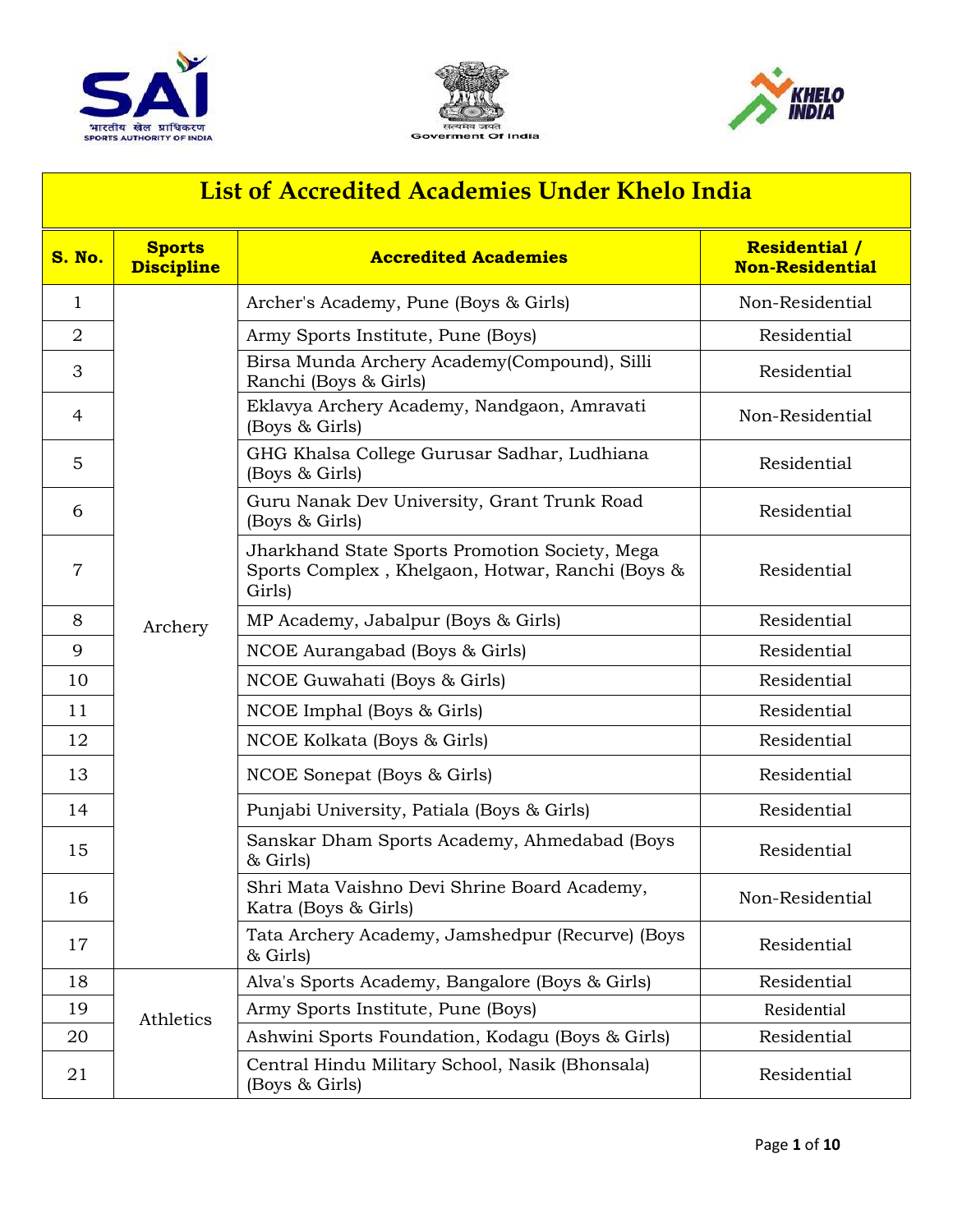# List of Accredited Academies Under Khelo India

| S. No. | Sports Discipline | Accredited Academies | Residential / Non-Residential |
|---|---|---|---|
| 1 | Archery | Archer's Academy, Pune (Boys & Girls) | Non-Residential |
| 2 | | Army Sports Institute, Pune (Boys) | Residential |
| 3 | | Birsa Munda Archery Academy(Compound), Silli Ranchi (Boys & Girls) | Residential |
| 4 | | Eklavya Archery Academy, Nandgaon, Amravati (Boys & Girls) | Non-Residential |
| 5 | | GHG Khalsa College Gurusar Sadhar, Ludhiana (Boys & Girls) | Residential |
| 6 | | Guru Nanak Dev University, Grant Trunk Road (Boys & Girls) | Residential |
| 7 | | Jharkhand State Sports Promotion Society, Mega Sports Complex , Khelgaon, Hotwar, Ranchi (Boys & Girls) | Residential |
| 8 | | MP Academy, Jabalpur (Boys & Girls) | Residential |
| 9 | | NCOE Aurangabad (Boys & Girls) | Residential |
| 10 | | NCOE Guwahati (Boys & Girls) | Residential |
| 11 | | NCOE Imphal (Boys & Girls) | Residential |
| 12 | | NCOE Kolkata (Boys & Girls) | Residential |
| 13 | | NCOE Sonepat (Boys & Girls) | Residential |
| 14 | | Punjabi University, Patiala (Boys & Girls) | Residential |
| 15 | | Sanskar Dham Sports Academy, Ahmedabad (Boys & Girls) | Residential |
| 16 | | Shri Mata Vaishno Devi Shrine Board Academy, Katra (Boys & Girls) | Non-Residential |
| 17 | | Tata Archery Academy, Jamshedpur (Recurve) (Boys & Girls) | Residential |
| 18 | Athletics | Alva's Sports Academy, Bangalore (Boys & Girls) | Residential |
| 19 | | Army Sports Institute, Pune (Boys) | Residential |
| 20 | | Ashwini Sports Foundation, Kodagu (Boys & Girls) | Residential |
| 21 | | Central Hindu Military School, Nasik (Bhonsala) (Boys & Girls) | Residential |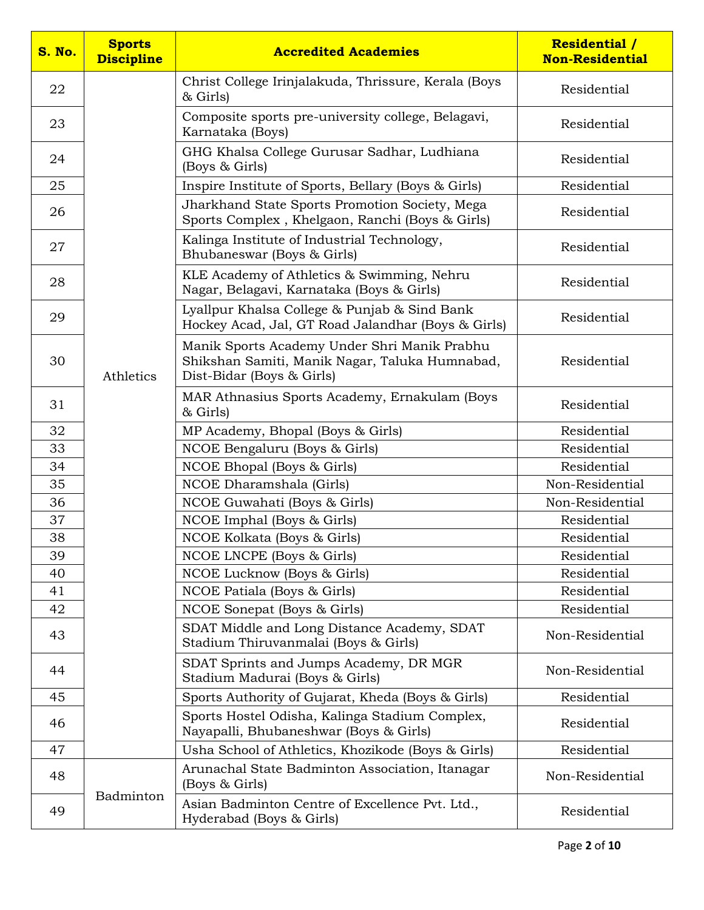| S. No. | Sports Discipline | Accredited Academies | Residential / Non-Residential |
|---|---|---|---|
| 22 | Athletics | Christ College Irinjalakuda, Thrissure, Kerala (Boys & Girls) | Residential |
| 23 | | Composite sports pre-university college, Belagavi, Karnataka (Boys) | Residential |
| 24 | | GHG Khalsa College Gurusar Sadhar, Ludhiana (Boys & Girls) | Residential |
| 25 | | Inspire Institute of Sports, Bellary (Boys & Girls) | Residential |
| 26 | | Jharkhand State Sports Promotion Society, Mega Sports Complex , Khelgaon, Ranchi (Boys & Girls) | Residential |
| 27 | | Kalinga Institute of Industrial Technology, Bhubaneswar (Boys & Girls) | Residential |
| 28 | | KLE Academy of Athletics & Swimming, Nehru Nagar, Belagavi, Karnataka (Boys & Girls) | Residential |
| 29 | | Lyallpur Khalsa College & Punjab & Sind Bank Hockey Acad, Jal, GT Road Jalandhar (Boys & Girls) | Residential |
| 30 | | Manik Sports Academy Under Shri Manik Prabhu Shikshan Samiti, Manik Nagar, Taluka Humnabad, Dist-Bidar (Boys & Girls) | Residential |
| 31 | | MAR Athnasius Sports Academy, Ernakulam (Boys & Girls) | Residential |
| 32 | | MP Academy, Bhopal (Boys & Girls) | Residential |
| 33 | | NCOE Bengaluru (Boys & Girls) | Residential |
| 34 | | NCOE Bhopal (Boys & Girls) | Residential |
| 35 | | NCOE Dharamshala (Girls) | Non-Residential |
| 36 | | NCOE Guwahati (Boys & Girls) | Non-Residential |
| 37 | | NCOE Imphal (Boys & Girls) | Residential |
| 38 | | NCOE Kolkata (Boys & Girls) | Residential |
| 39 | | NCOE LNCPE (Boys & Girls) | Residential |
| 40 | | NCOE Lucknow (Boys & Girls) | Residential |
| 41 | | NCOE Patiala (Boys & Girls) | Residential |
| 42 | | NCOE Sonepat (Boys & Girls) | Residential |
| 43 | | SDAT Middle and Long Distance Academy, SDAT Stadium Thiruvanmalai (Boys & Girls) | Non-Residential |
| 44 | | SDAT Sprints and Jumps Academy, DR MGR Stadium Madurai (Boys & Girls) | Non-Residential |
| 45 | | Sports Authority of Gujarat, Kheda (Boys & Girls) | Residential |
| 46 | | Sports Hostel Odisha, Kalinga Stadium Complex, Nayapalli, Bhubaneshwar (Boys & Girls) | Residential |
| 47 | | Usha School of Athletics, Khozikode (Boys & Girls) | Residential |
| 48 | Badminton | Arunachal State Badminton Association, Itanagar (Boys & Girls) | Non-Residential |
| 49 | | Asian Badminton Centre of Excellence Pvt. Ltd., Hyderabad (Boys & Girls) | Residential |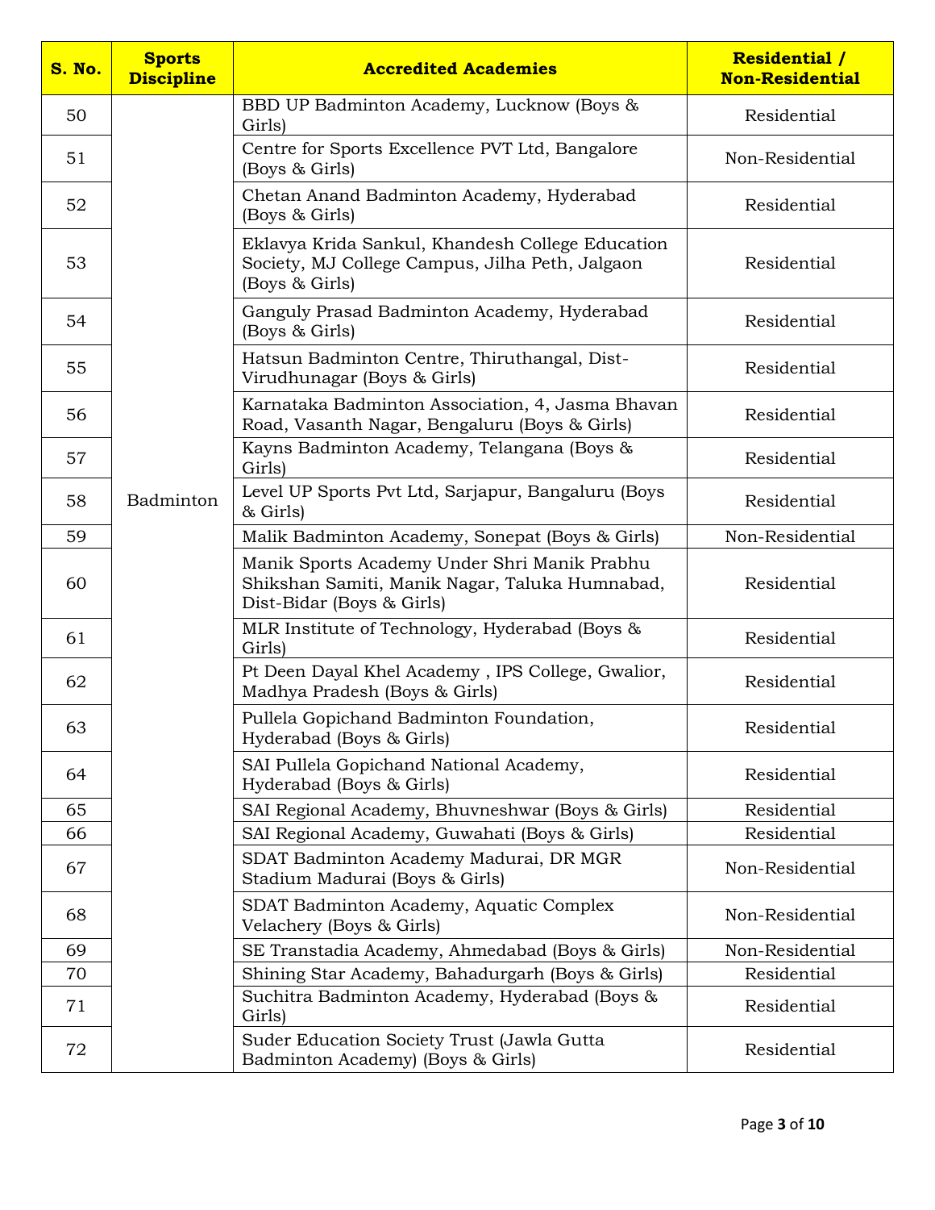| S. No. | Sports Discipline | Accredited Academies | Residential / Non-Residential |
|---|---|---|---|
| 50 | Badminton | BBD UP Badminton Academy, Lucknow (Boys & Girls) | Residential |
| 51 | | Centre for Sports Excellence PVT Ltd, Bangalore (Boys & Girls) | Non-Residential |
| 52 | | Chetan Anand Badminton Academy, Hyderabad (Boys & Girls) | Residential |
| 53 | | Eklavya Krida Sankul, Khandesh College Education Society, MJ College Campus, Jilha Peth, Jalgaon (Boys & Girls) | Residential |
| 54 | | Ganguly Prasad Badminton Academy, Hyderabad (Boys & Girls) | Residential |
| 55 | | Hatsun Badminton Centre, Thiruthangal, Dist-Virudhunagar (Boys & Girls) | Residential |
| 56 | | Karnataka Badminton Association, 4, Jasma Bhavan Road, Vasanth Nagar, Bengaluru (Boys & Girls) | Residential |
| 57 | | Kayns Badminton Academy, Telangana (Boys & Girls) | Residential |
| 58 | | Level UP Sports Pvt Ltd, Sarjapur, Bangaluru (Boys & Girls) | Residential |
| 59 | | Malik Badminton Academy, Sonepat (Boys & Girls) | Non-Residential |
| 60 | | Manik Sports Academy Under Shri Manik Prabhu Shikshan Samiti, Manik Nagar, Taluka Humnabad, Dist-Bidar (Boys & Girls) | Residential |
| 61 | | MLR Institute of Technology, Hyderabad (Boys & Girls) | Residential |
| 62 | | Pt Deen Dayal Khel Academy , IPS College, Gwalior, Madhya Pradesh (Boys & Girls) | Residential |
| 63 | | Pullela Gopichand Badminton Foundation, Hyderabad (Boys & Girls) | Residential |
| 64 | | SAI Pullela Gopichand National Academy, Hyderabad (Boys & Girls) | Residential |
| 65 | | SAI Regional Academy, Bhuvneshwar (Boys & Girls) | Residential |
| 66 | | SAI Regional Academy, Guwahati (Boys & Girls) | Residential |
| 67 | | SDAT Badminton Academy Madurai, DR MGR Stadium Madurai (Boys & Girls) | Non-Residential |
| 68 | | SDAT Badminton Academy, Aquatic Complex Velachery (Boys & Girls) | Non-Residential |
| 69 | | SE Transtadia Academy, Ahmedabad (Boys & Girls) | Non-Residential |
| 70 | | Shining Star Academy, Bahadurgarh (Boys & Girls) | Residential |
| 71 | | Suchitra Badminton Academy, Hyderabad (Boys & Girls) | Residential |
| 72 | | Suder Education Society Trust (Jawla Gutta Badminton Academy) (Boys & Girls) | Residential |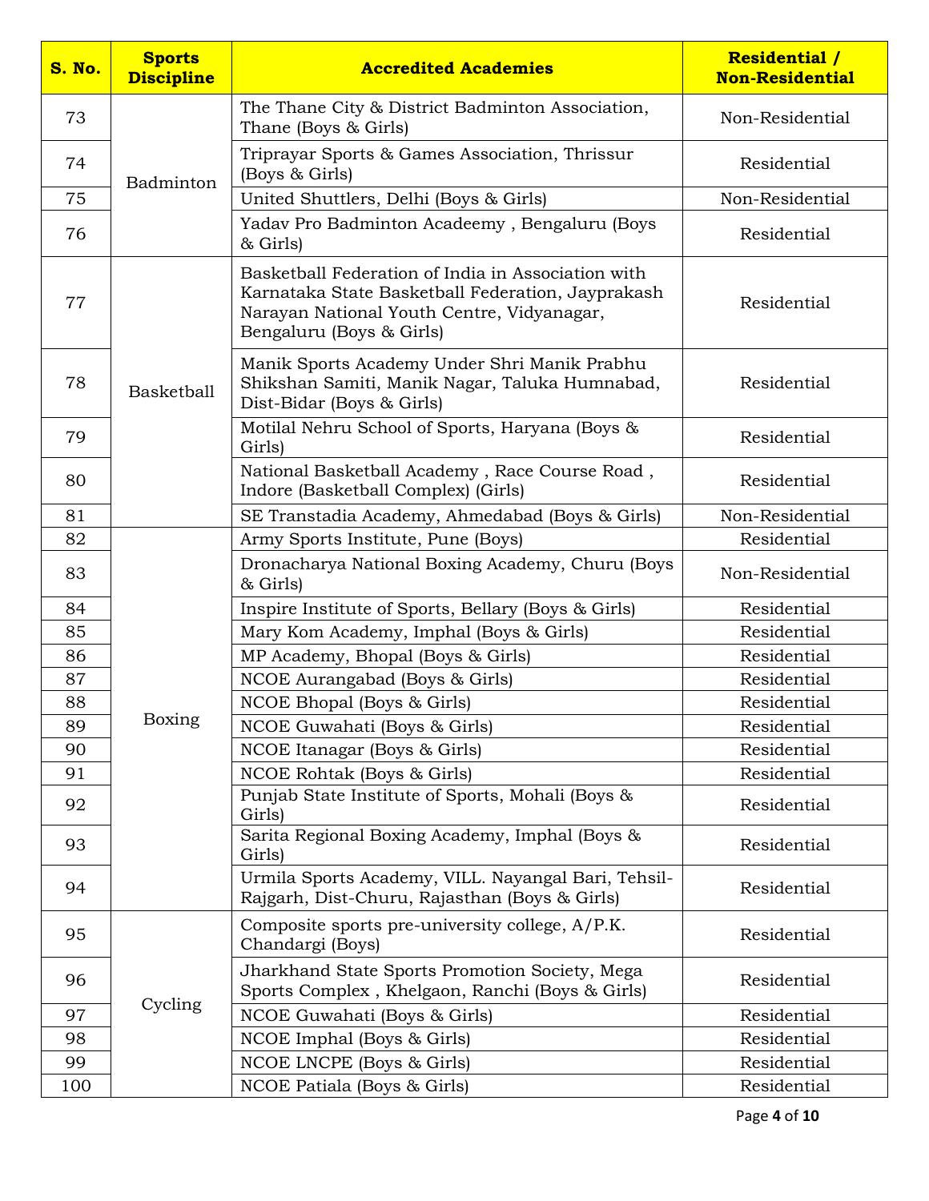| S. No. | Sports Discipline | Accredited Academies | Residential / Non-Residential |
|---|---|---|---|
| 73 | Badminton | The Thane City & District Badminton Association, Thane (Boys & Girls) | Non-Residential |
| 74 | | Triprayar Sports & Games Association, Thrissur (Boys & Girls) | Residential |
| 75 | | United Shuttlers, Delhi (Boys & Girls) | Non-Residential |
| 76 | | Yadav Pro Badminton Acadeemy , Bengaluru (Boys & Girls) | Residential |
| 77 | Basketball | Basketball Federation of India in Association with Karnataka State Basketball Federation, Jayprakash Narayan National Youth Centre, Vidyanagar, Bengaluru (Boys & Girls) | Residential |
| 78 | | Manik Sports Academy Under Shri Manik Prabhu Shikshan Samiti, Manik Nagar, Taluka Humnabad, Dist-Bidar (Boys & Girls) | Residential |
| 79 | | Motilal Nehru School of Sports, Haryana (Boys & Girls) | Residential |
| 80 | | National Basketball Academy , Race Course Road , Indore (Basketball Complex) (Girls) | Residential |
| 81 | | SE Transtadia Academy, Ahmedabad (Boys & Girls) | Non-Residential |
| 82 | Boxing | Army Sports Institute, Pune (Boys) | Residential |
| 83 | | Dronacharya National Boxing Academy, Churu (Boys & Girls) | Non-Residential |
| 84 | | Inspire Institute of Sports, Bellary (Boys & Girls) | Residential |
| 85 | | Mary Kom Academy, Imphal (Boys & Girls) | Residential |
| 86 | | MP Academy, Bhopal (Boys & Girls) | Residential |
| 87 | | NCOE Aurangabad (Boys & Girls) | Residential |
| 88 | | NCOE Bhopal (Boys & Girls) | Residential |
| 89 | | NCOE Guwahati (Boys & Girls) | Residential |
| 90 | | NCOE Itanagar (Boys & Girls) | Residential |
| 91 | | NCOE Rohtak (Boys & Girls) | Residential |
| 92 | | Punjab State Institute of Sports, Mohali (Boys & Girls) | Residential |
| 93 | | Sarita Regional Boxing Academy, Imphal (Boys & Girls) | Residential |
| 94 | | Urmila Sports Academy, VILL. Nayangal Bari, Tehsil-Rajgarh, Dist-Churu, Rajasthan (Boys & Girls) | Residential |
| 95 | Cycling | Composite sports pre-university college, A/P.K. Chandargi (Boys) | Residential |
| 96 | | Jharkhand State Sports Promotion Society, Mega Sports Complex , Khelgaon, Ranchi (Boys & Girls) | Residential |
| 97 | | NCOE Guwahati (Boys & Girls) | Residential |
| 98 | | NCOE Imphal (Boys & Girls) | Residential |
| 99 | | NCOE LNCPE (Boys & Girls) | Residential |
| 100 | | NCOE Patiala (Boys & Girls) | Residential |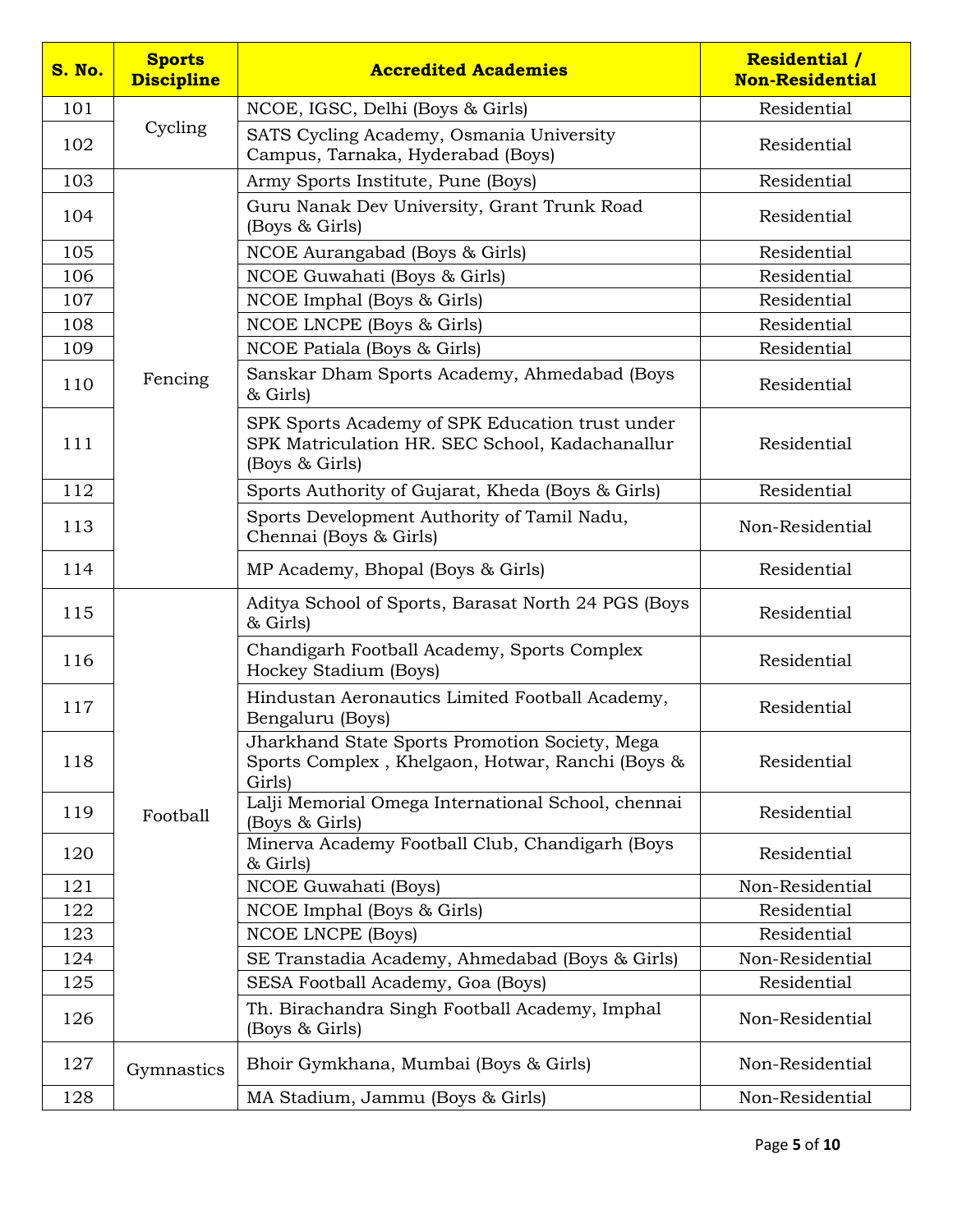| S. No. | Sports Discipline | Accredited Academies | Residential / Non-Residential |
|---|---|---|---|
| 101 | Cycling | NCOE, IGSC, Delhi (Boys & Girls) | Residential |
| 102 | | SATS Cycling Academy, Osmania University Campus, Tarnaka, Hyderabad (Boys) | Residential |
| 103 | Fencing | Army Sports Institute, Pune (Boys) | Residential |
| 104 | | Guru Nanak Dev University, Grant Trunk Road (Boys & Girls) | Residential |
| 105 | | NCOE Aurangabad (Boys & Girls) | Residential |
| 106 | | NCOE Guwahati (Boys & Girls) | Residential |
| 107 | | NCOE Imphal (Boys & Girls) | Residential |
| 108 | | NCOE LNCPE (Boys & Girls) | Residential |
| 109 | | NCOE Patiala (Boys & Girls) | Residential |
| 110 | | Sanskar Dham Sports Academy, Ahmedabad (Boys & Girls) | Residential |
| 111 | | SPK Sports Academy of SPK Education trust under SPK Matriculation HR. SEC School, Kadachanallur (Boys & Girls) | Residential |
| 112 | | Sports Authority of Gujarat, Kheda (Boys & Girls) | Residential |
| 113 | | Sports Development Authority of Tamil Nadu, Chennai (Boys & Girls) | Non-Residential |
| 114 | | MP Academy, Bhopal (Boys & Girls) | Residential |
| 115 | Football | Aditya School of Sports, Barasat North 24 PGS (Boys & Girls) | Residential |
| 116 | | Chandigarh Football Academy, Sports Complex Hockey Stadium (Boys) | Residential |
| 117 | | Hindustan Aeronautics Limited Football Academy, Bengaluru (Boys) | Residential |
| 118 | | Jharkhand State Sports Promotion Society, Mega Sports Complex , Khelgaon, Hotwar, Ranchi (Boys & Girls) | Residential |
| 119 | | Lalji Memorial Omega International School, chennai (Boys & Girls) | Residential |
| 120 | | Minerva Academy Football Club, Chandigarh (Boys & Girls) | Residential |
| 121 | | NCOE Guwahati (Boys) | Non-Residential |
| 122 | | NCOE Imphal (Boys & Girls) | Residential |
| 123 | | NCOE LNCPE (Boys) | Residential |
| 124 | | SE Transtadia Academy, Ahmedabad (Boys & Girls) | Non-Residential |
| 125 | | SESA Football Academy, Goa (Boys) | Residential |
| 126 | | Th. Birachandra Singh Football Academy, Imphal (Boys & Girls) | Non-Residential |
| 127 | Gymnastics | Bhoir Gymkhana, Mumbai (Boys & Girls) | Non-Residential |
| 128 | | MA Stadium, Jammu (Boys & Girls) | Non-Residential |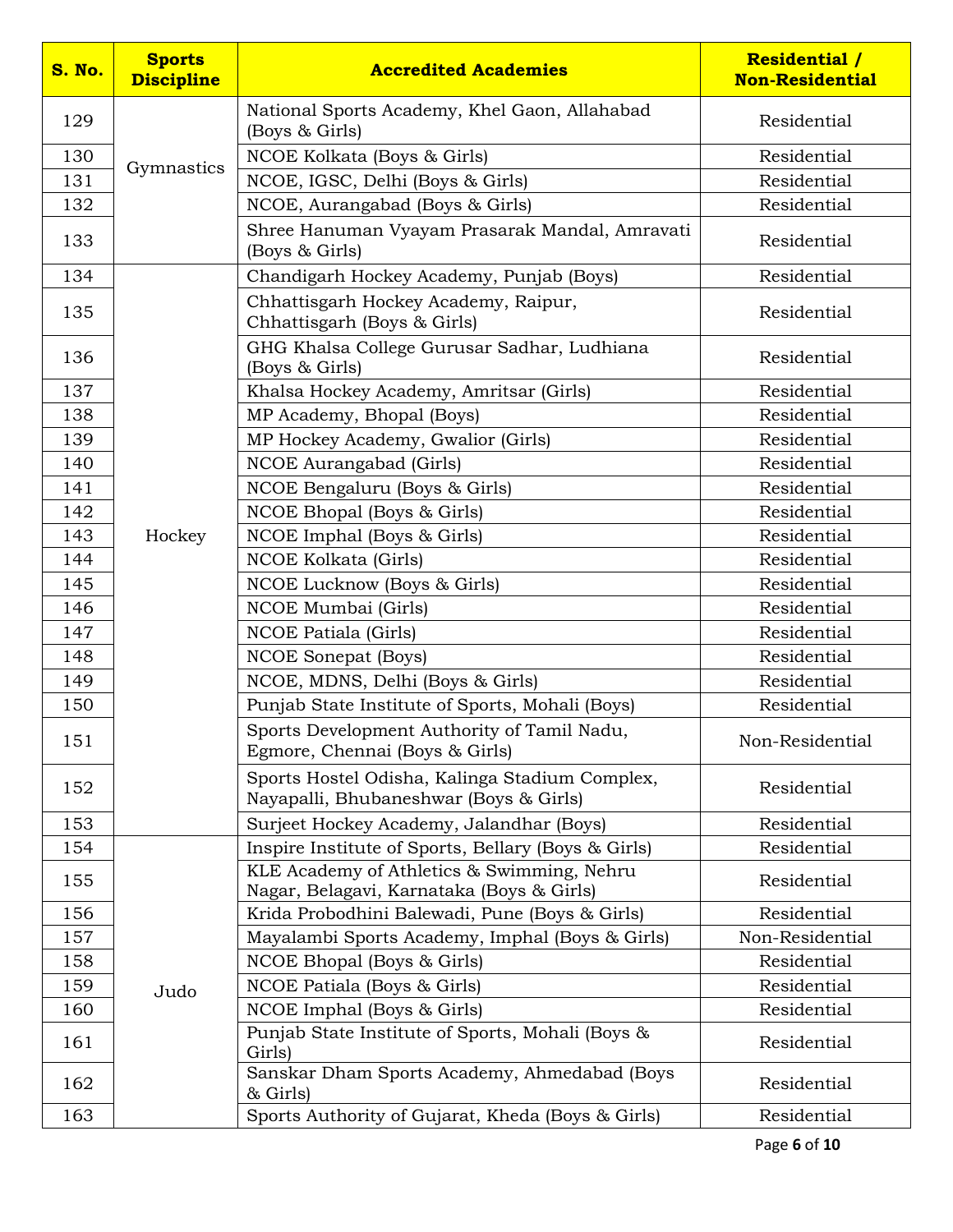| S. No. | Sports Discipline | Accredited Academies | Residential / Non-Residential |
|---|---|---|---|
| 129 | Gymnastics | National Sports Academy, Khel Gaon, Allahabad (Boys & Girls) | Residential |
| 130 | | NCOE Kolkata (Boys & Girls) | Residential |
| 131 | | NCOE, IGSC, Delhi (Boys & Girls) | Residential |
| 132 | | NCOE, Aurangabad (Boys & Girls) | Residential |
| 133 | | Shree Hanuman Vyayam Prasarak Mandal, Amravati (Boys & Girls) | Residential |
| 134 | Hockey | Chandigarh Hockey Academy, Punjab (Boys) | Residential |
| 135 | | Chhattisgarh Hockey Academy, Raipur, Chhattisgarh (Boys & Girls) | Residential |
| 136 | | GHG Khalsa College Gurusar Sadhar, Ludhiana (Boys & Girls) | Residential |
| 137 | | Khalsa Hockey Academy, Amritsar (Girls) | Residential |
| 138 | | MP Academy, Bhopal (Boys) | Residential |
| 139 | | MP Hockey Academy, Gwalior (Girls) | Residential |
| 140 | | NCOE Aurangabad (Girls) | Residential |
| 141 | | NCOE Bengaluru (Boys & Girls) | Residential |
| 142 | | NCOE Bhopal (Boys & Girls) | Residential |
| 143 | | NCOE Imphal (Boys & Girls) | Residential |
| 144 | | NCOE Kolkata (Girls) | Residential |
| 145 | | NCOE Lucknow (Boys & Girls) | Residential |
| 146 | | NCOE Mumbai (Girls) | Residential |
| 147 | | NCOE Patiala (Girls) | Residential |
| 148 | | NCOE Sonepat (Boys) | Residential |
| 149 | | NCOE, MDNS, Delhi (Boys & Girls) | Residential |
| 150 | | Punjab State Institute of Sports, Mohali (Boys) | Residential |
| 151 | | Sports Development Authority of Tamil Nadu, Egmore, Chennai (Boys & Girls) | Non-Residential |
| 152 | | Sports Hostel Odisha, Kalinga Stadium Complex, Nayapalli, Bhubaneshwar (Boys & Girls) | Residential |
| 153 | | Surjeet Hockey Academy, Jalandhar (Boys) | Residential |
| 154 | Judo | Inspire Institute of Sports, Bellary (Boys & Girls) | Residential |
| 155 | | KLE Academy of Athletics & Swimming, Nehru Nagar, Belagavi, Karnataka (Boys & Girls) | Residential |
| 156 | | Krida Probodhini Balewadi, Pune (Boys & Girls) | Residential |
| 157 | | Mayalambi Sports Academy, Imphal (Boys & Girls) | Non-Residential |
| 158 | | NCOE Bhopal (Boys & Girls) | Residential |
| 159 | | NCOE Patiala (Boys & Girls) | Residential |
| 160 | | NCOE Imphal (Boys & Girls) | Residential |
| 161 | | Punjab State Institute of Sports, Mohali (Boys & Girls) | Residential |
| 162 | | Sanskar Dham Sports Academy, Ahmedabad (Boys & Girls) | Residential |
| 163 | | Sports Authority of Gujarat, Kheda (Boys & Girls) | Residential |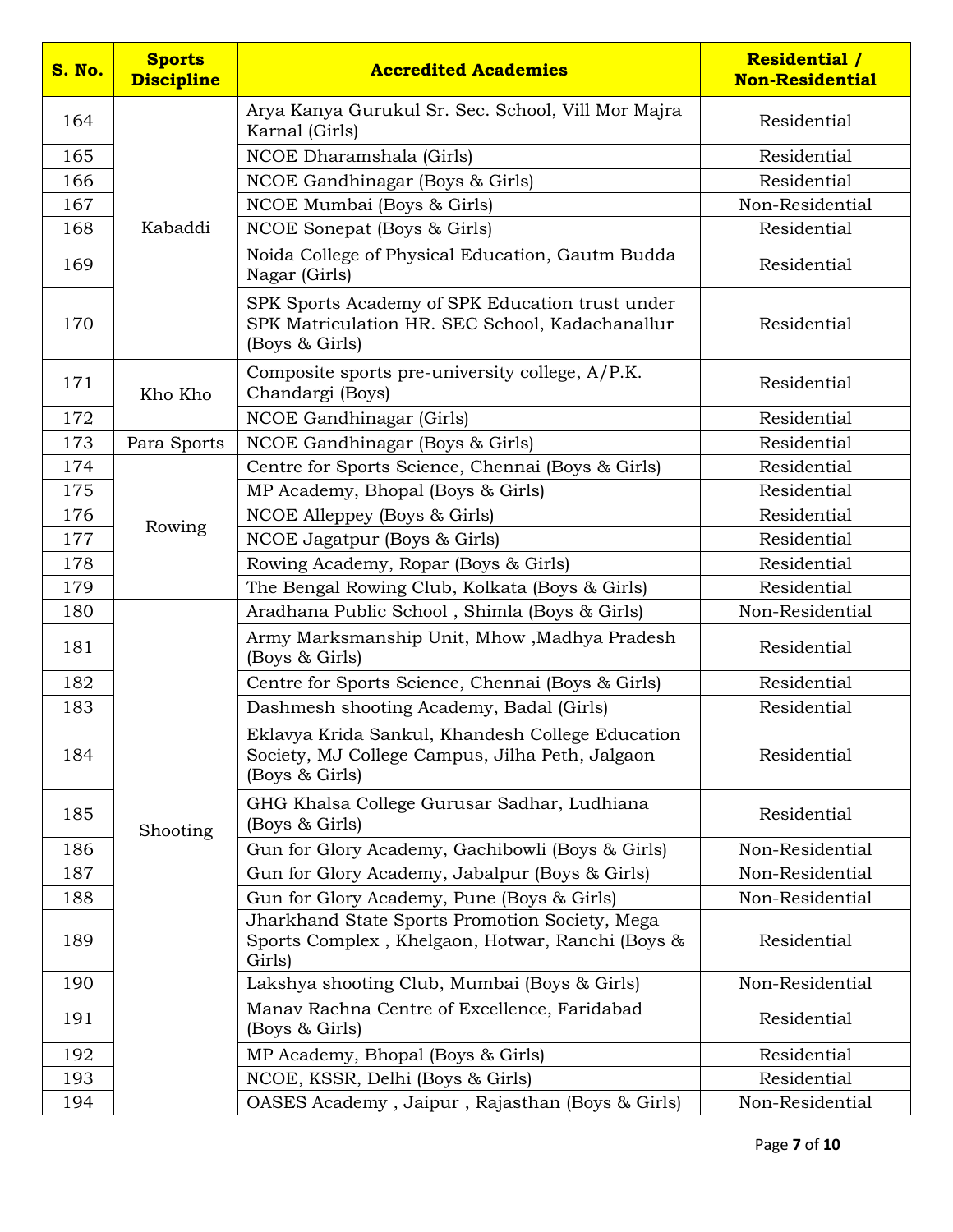| S. No. | Sports Discipline | Accredited Academies | Residential / Non-Residential |
|---|---|---|---|
| 164 | Kabaddi | Arya Kanya Gurukul Sr. Sec. School, Vill Mor Majra Karnal (Girls) | Residential |
| 165 | | NCOE Dharamshala (Girls) | Residential |
| 166 | | NCOE Gandhinagar (Boys & Girls) | Residential |
| 167 | | NCOE Mumbai (Boys & Girls) | Non-Residential |
| 168 | | NCOE Sonepat (Boys & Girls) | Residential |
| 169 | | Noida College of Physical Education, Gautm Budda Nagar (Girls) | Residential |
| 170 | | SPK Sports Academy of SPK Education trust under SPK Matriculation HR. SEC School, Kadachanallur (Boys & Girls) | Residential |
| 171 | Kho Kho | Composite sports pre-university college, A/P.K. Chandargi (Boys) | Residential |
| 172 | | NCOE Gandhinagar (Girls) | Residential |
| 173 | Para Sports | NCOE Gandhinagar (Boys & Girls) | Residential |
| 174 | Rowing | Centre for Sports Science, Chennai (Boys & Girls) | Residential |
| 175 | | MP Academy, Bhopal (Boys & Girls) | Residential |
| 176 | | NCOE Alleppey (Boys & Girls) | Residential |
| 177 | | NCOE Jagatpur (Boys & Girls) | Residential |
| 178 | | Rowing Academy, Ropar (Boys & Girls) | Residential |
| 179 | | The Bengal Rowing Club, Kolkata (Boys & Girls) | Residential |
| 180 | Shooting | Aradhana Public School , Shimla (Boys & Girls) | Non-Residential |
| 181 | | Army Marksmanship Unit, Mhow ,Madhya Pradesh (Boys & Girls) | Residential |
| 182 | | Centre for Sports Science, Chennai (Boys & Girls) | Residential |
| 183 | | Dashmesh shooting Academy, Badal (Girls) | Residential |
| 184 | | Eklavya Krida Sankul, Khandesh College Education Society, MJ College Campus, Jilha Peth, Jalgaon (Boys & Girls) | Residential |
| 185 | | GHG Khalsa College Gurusar Sadhar, Ludhiana (Boys & Girls) | Residential |
| 186 | | Gun for Glory Academy, Gachibowli (Boys & Girls) | Non-Residential |
| 187 | | Gun for Glory Academy, Jabalpur (Boys & Girls) | Non-Residential |
| 188 | | Gun for Glory Academy, Pune (Boys & Girls) | Non-Residential |
| 189 | | Jharkhand State Sports Promotion Society, Mega Sports Complex , Khelgaon, Hotwar, Ranchi (Boys & Girls) | Residential |
| 190 | | Lakshya shooting Club, Mumbai (Boys & Girls) | Non-Residential |
| 191 | | Manav Rachna Centre of Excellence, Faridabad (Boys & Girls) | Residential |
| 192 | | MP Academy, Bhopal (Boys & Girls) | Residential |
| 193 | | NCOE, KSSR, Delhi (Boys & Girls) | Residential |
| 194 | | OASES Academy , Jaipur , Rajasthan (Boys & Girls) | Non-Residential |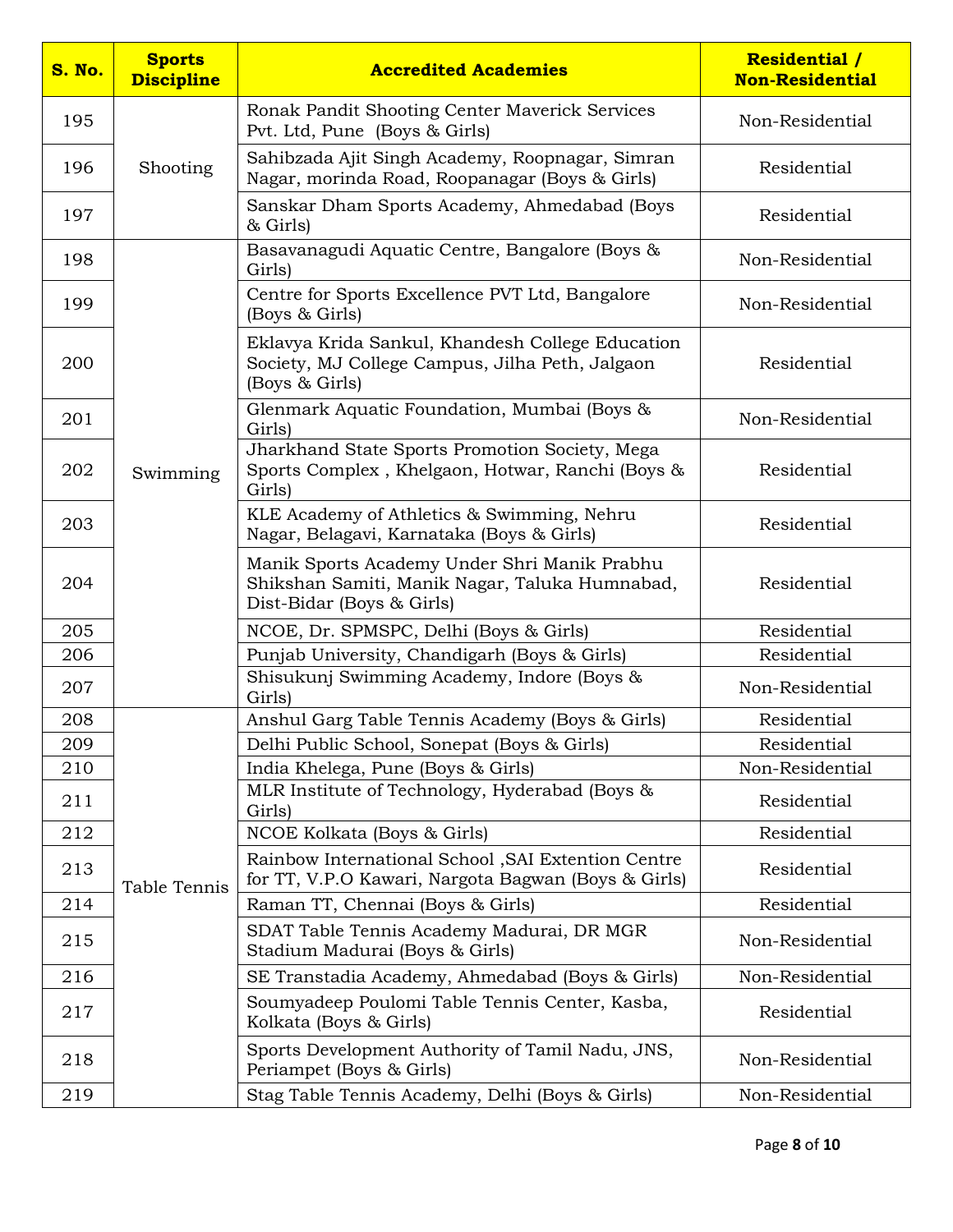| S. No. | Sports Discipline | Accredited Academies | Residential / Non-Residential |
|---|---|---|---|
| 195 | Shooting | Ronak Pandit Shooting Center Maverick Services Pvt. Ltd, Pune (Boys & Girls) | Non-Residential |
| 196 | | Sahibzada Ajit Singh Academy, Roopnagar, Simran Nagar, morinda Road, Roopanagar (Boys & Girls) | Residential |
| 197 | | Sanskar Dham Sports Academy, Ahmedabad (Boys & Girls) | Residential |
| 198 | Swimming | Basavanagudi Aquatic Centre, Bangalore (Boys & Girls) | Non-Residential |
| 199 | | Centre for Sports Excellence PVT Ltd, Bangalore (Boys & Girls) | Non-Residential |
| 200 | | Eklavya Krida Sankul, Khandesh College Education Society, MJ College Campus, Jilha Peth, Jalgaon (Boys & Girls) | Residential |
| 201 | | Glenmark Aquatic Foundation, Mumbai (Boys & Girls) | Non-Residential |
| 202 | | Jharkhand State Sports Promotion Society, Mega Sports Complex , Khelgaon, Hotwar, Ranchi (Boys & Girls) | Residential |
| 203 | | KLE Academy of Athletics & Swimming, Nehru Nagar, Belagavi, Karnataka (Boys & Girls) | Residential |
| 204 | | Manik Sports Academy Under Shri Manik Prabhu Shikshan Samiti, Manik Nagar, Taluka Humnabad, Dist-Bidar (Boys & Girls) | Residential |
| 205 | | NCOE, Dr. SPMSPC, Delhi (Boys & Girls) | Residential |
| 206 | | Punjab University, Chandigarh (Boys & Girls) | Residential |
| 207 | | Shisukunj Swimming Academy, Indore (Boys & Girls) | Non-Residential |
| 208 | Table Tennis | Anshul Garg Table Tennis Academy (Boys & Girls) | Residential |
| 209 | | Delhi Public School, Sonepat (Boys & Girls) | Residential |
| 210 | | India Khelega, Pune (Boys & Girls) | Non-Residential |
| 211 | | MLR Institute of Technology, Hyderabad (Boys & Girls) | Residential |
| 212 | | NCOE Kolkata (Boys & Girls) | Residential |
| 213 | | Rainbow International School ,SAI Extention Centre for TT, V.P.O Kawari, Nargota Bagwan (Boys & Girls) | Residential |
| 214 | | Raman TT, Chennai (Boys & Girls) | Residential |
| 215 | | SDAT Table Tennis Academy Madurai, DR MGR Stadium Madurai (Boys & Girls) | Non-Residential |
| 216 | | SE Transtadia Academy, Ahmedabad (Boys & Girls) | Non-Residential |
| 217 | | Soumyadeep Poulomi Table Tennis Center, Kasba, Kolkata (Boys & Girls) | Residential |
| 218 | | Sports Development Authority of Tamil Nadu, JNS, Periampet (Boys & Girls) | Non-Residential |
| 219 | | Stag Table Tennis Academy, Delhi (Boys & Girls) | Non-Residential |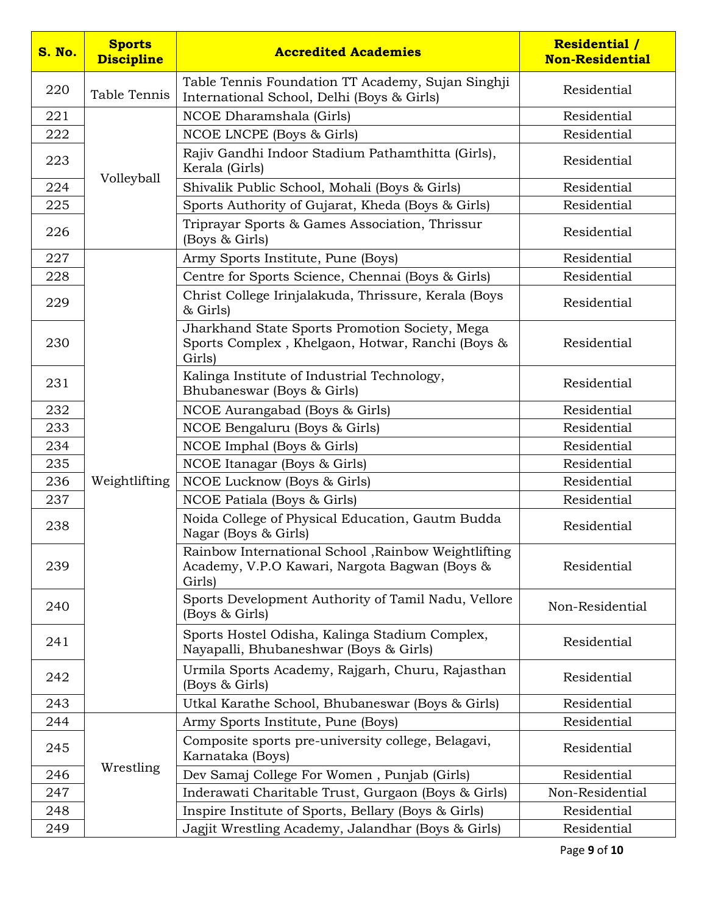| S. No. | Sports Discipline | Accredited Academies | Residential / Non-Residential |
|---|---|---|---|
| 220 | Table Tennis | Table Tennis Foundation TT Academy, Sujan Singhji International School, Delhi (Boys & Girls) | Residential |
| 221 | Volleyball | NCOE Dharamshala (Girls) | Residential |
| 222 | | NCOE LNCPE (Boys & Girls) | Residential |
| 223 | | Rajiv Gandhi Indoor Stadium Pathamthitta (Girls), Kerala (Girls) | Residential |
| 224 | | Shivalik Public School, Mohali (Boys & Girls) | Residential |
| 225 | | Sports Authority of Gujarat, Kheda (Boys & Girls) | Residential |
| 226 | | Triprayar Sports & Games Association, Thrissur (Boys & Girls) | Residential |
| 227 | Weightlifting | Army Sports Institute, Pune (Boys) | Residential |
| 228 | | Centre for Sports Science, Chennai (Boys & Girls) | Residential |
| 229 | | Christ College Irinjalakuda, Thrissure, Kerala (Boys & Girls) | Residential |
| 230 | | Jharkhand State Sports Promotion Society, Mega Sports Complex , Khelgaon, Hotwar, Ranchi (Boys & Girls) | Residential |
| 231 | | Kalinga Institute of Industrial Technology, Bhubaneswar (Boys & Girls) | Residential |
| 232 | | NCOE Aurangabad (Boys & Girls) | Residential |
| 233 | | NCOE Bengaluru (Boys & Girls) | Residential |
| 234 | | NCOE Imphal (Boys & Girls) | Residential |
| 235 | | NCOE Itanagar (Boys & Girls) | Residential |
| 236 | | NCOE Lucknow (Boys & Girls) | Residential |
| 237 | | NCOE Patiala (Boys & Girls) | Residential |
| 238 | | Noida College of Physical Education, Gautm Budda Nagar (Boys & Girls) | Residential |
| 239 | | Rainbow International School ,Rainbow Weightlifting Academy, V.P.O Kawari, Nargota Bagwan (Boys & Girls) | Residential |
| 240 | | Sports Development Authority of Tamil Nadu, Vellore (Boys & Girls) | Non-Residential |
| 241 | | Sports Hostel Odisha, Kalinga Stadium Complex, Nayapalli, Bhubaneshwar (Boys & Girls) | Residential |
| 242 | | Urmila Sports Academy, Rajgarh, Churu, Rajasthan (Boys & Girls) | Residential |
| 243 | | Utkal Karathe School, Bhubaneswar (Boys & Girls) | Residential |
| 244 | Wrestling | Army Sports Institute, Pune (Boys) | Residential |
| 245 | | Composite sports pre-university college, Belagavi, Karnataka (Boys) | Residential |
| 246 | | Dev Samaj College For Women , Punjab (Girls) | Residential |
| 247 | | Inderawati Charitable Trust, Gurgaon (Boys & Girls) | Non-Residential |
| 248 | | Inspire Institute of Sports, Bellary (Boys & Girls) | Residential |
| 249 | | Jagjit Wrestling Academy, Jalandhar (Boys & Girls) | Residential |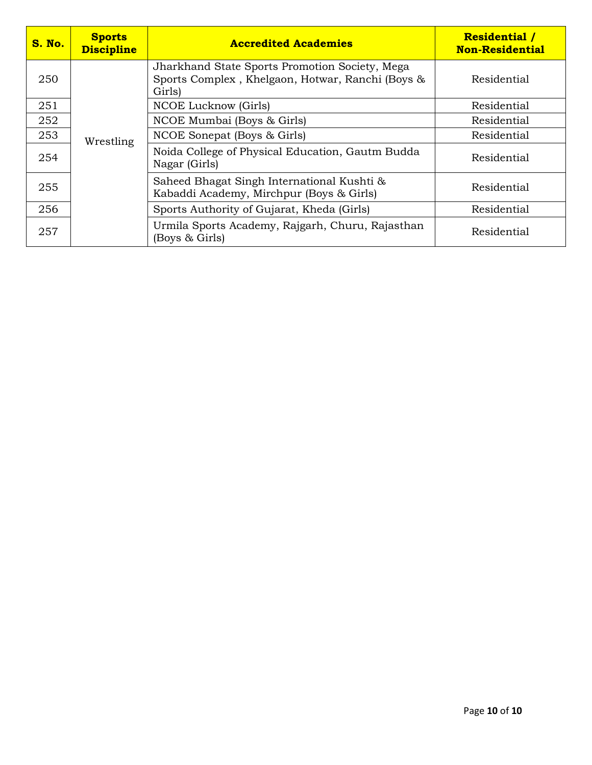| S. No. | Sports Discipline | Accredited Academies | Residential / Non-Residential |
|---|---|---|---|
| 250 | Wrestling | Jharkhand State Sports Promotion Society, Mega Sports Complex , Khelgaon, Hotwar, Ranchi (Boys & Girls) | Residential |
| 251 | | NCOE Lucknow (Girls) | Residential |
| 252 | | NCOE Mumbai (Boys & Girls) | Residential |
| 253 | | NCOE Sonepat (Boys & Girls) | Residential |
| 254 | | Noida College of Physical Education, Gautm Budda Nagar (Girls) | Residential |
| 255 | | Saheed Bhagat Singh International Kushti & Kabaddi Academy, Mirchpur (Boys & Girls) | Residential |
| 256 | | Sports Authority of Gujarat, Kheda (Girls) | Residential |
| 257 | | Urmila Sports Academy, Rajgarh, Churu, Rajasthan (Boys & Girls) | Residential |